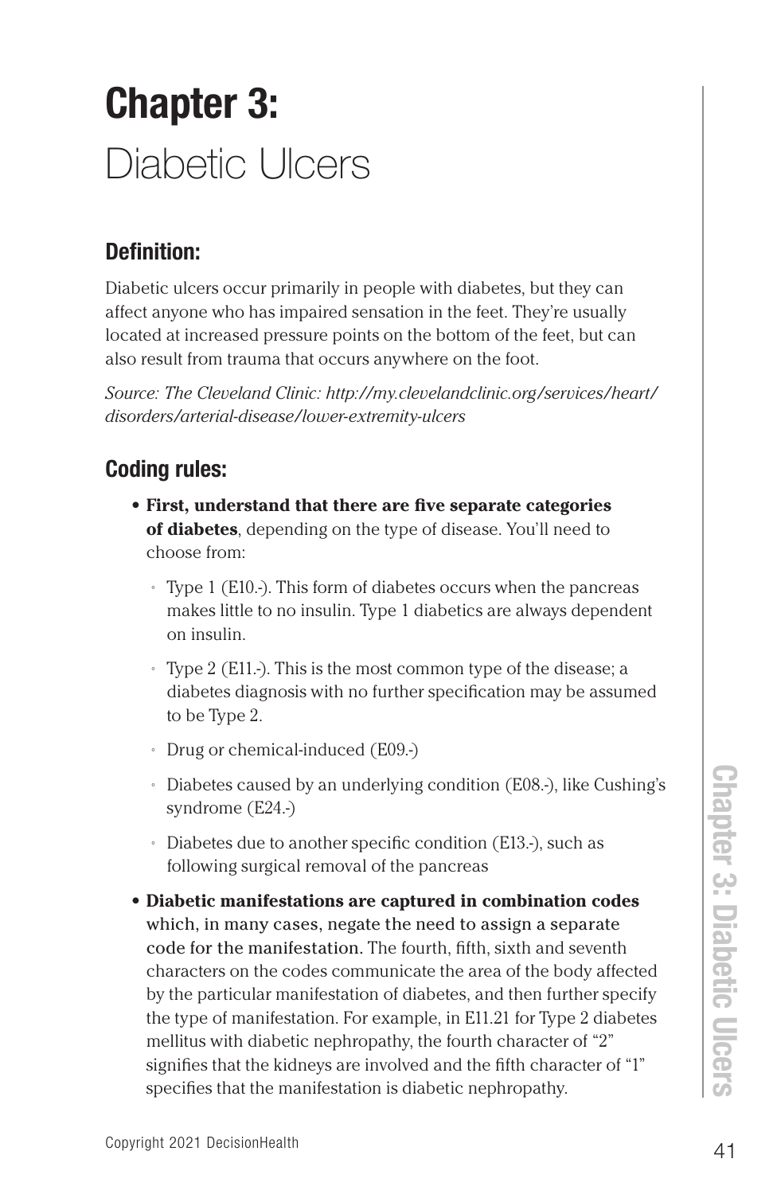# Chapter 3:
Diabetic Ulcers

## Definition:

Diabetic ulcers occur primarily in people with diabetes, but they can affect anyone who has impaired sensation in the feet. They're usually located at increased pressure points on the bottom of the feet, but can also result from trauma that occurs anywhere on the foot.

*Source: The Cleveland Clinic: http://my.clevelandclinic.org/services/heart/disorders/arterial-disease/lower-extremity-ulcers*

## Coding rules:

- **First, understand that there are five separate categories of diabetes**, depending on the type of disease. You'll need to choose from:
  - Type 1 (E10.-). This form of diabetes occurs when the pancreas makes little to no insulin. Type 1 diabetics are always dependent on insulin.
  - Type 2 (E11.-). This is the most common type of the disease; a diabetes diagnosis with no further specification may be assumed to be Type 2.
  - Drug or chemical-induced (E09.-)
  - Diabetes caused by an underlying condition (E08.-), like Cushing's syndrome (E24.-)
  - Diabetes due to another specific condition (E13.-), such as following surgical removal of the pancreas
- **Diabetic manifestations are captured in combination codes** which, in many cases, negate the need to assign a separate code for the manifestation. The fourth, fifth, sixth and seventh characters on the codes communicate the area of the body affected by the particular manifestation of diabetes, and then further specify the type of manifestation. For example, in E11.21 for Type 2 diabetes mellitus with diabetic nephropathy, the fourth character of "2" signifies that the kidneys are involved and the fifth character of "1" specifies that the manifestation is diabetic nephropathy.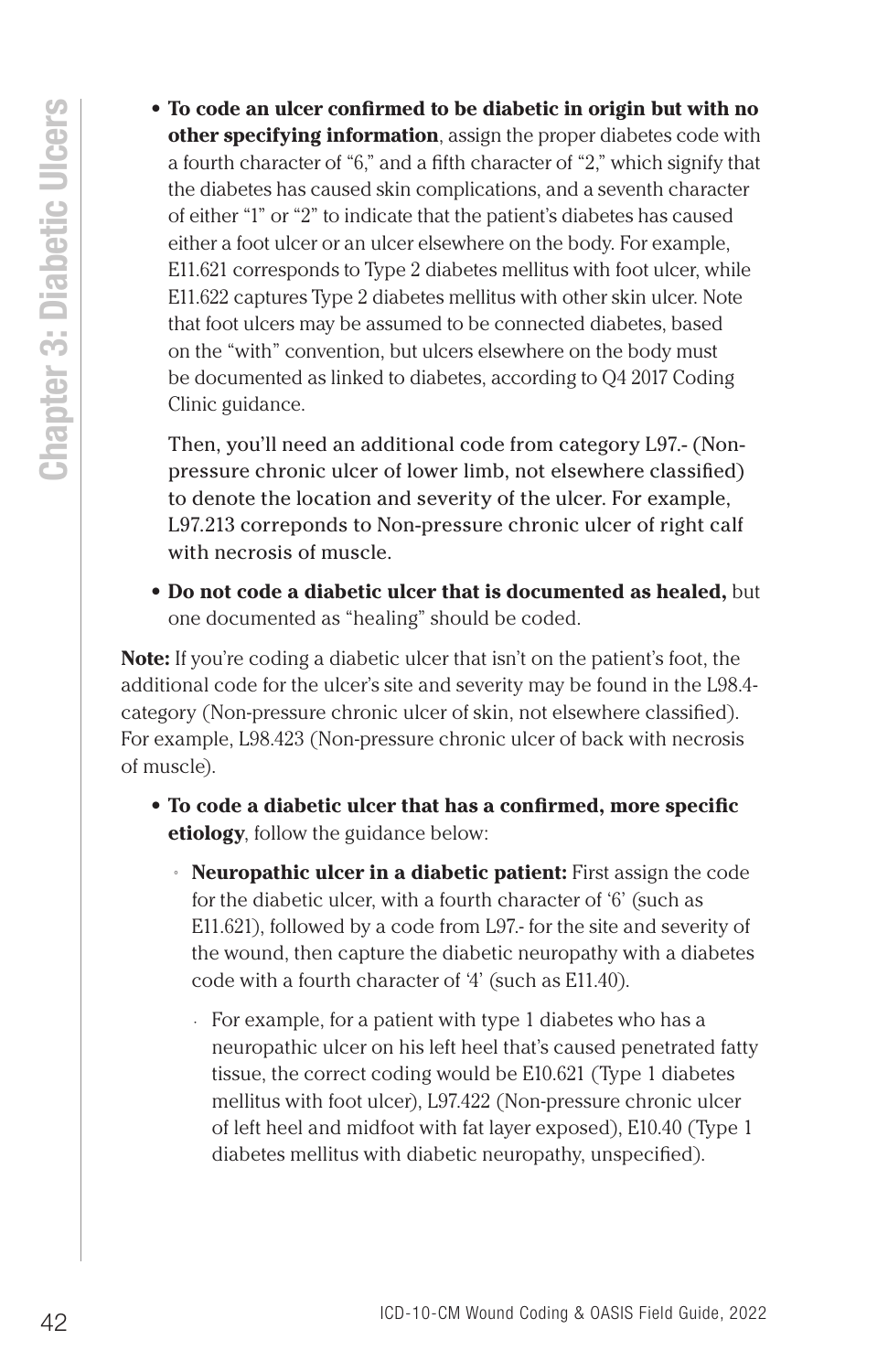- **To code an ulcer confirmed to be diabetic in origin but with no other specifying information**, assign the proper diabetes code with a fourth character of "6," and a fifth character of "2," which signify that the diabetes has caused skin complications, and a seventh character of either "1" or "2" to indicate that the patient's diabetes has caused either a foot ulcer or an ulcer elsewhere on the body. For example, E11.621 corresponds to Type 2 diabetes mellitus with foot ulcer, while E11.622 captures Type 2 diabetes mellitus with other skin ulcer. Note that foot ulcers may be assumed to be connected diabetes, based on the "with" convention, but ulcers elsewhere on the body must be documented as linked to diabetes, according to Q4 2017 Coding Clinic guidance.

  Then, you'll need an additional code from category L97.- (Non-pressure chronic ulcer of lower limb, not elsewhere classified) to denote the location and severity of the ulcer. For example, L97.213 correponds to Non-pressure chronic ulcer of right calf with necrosis of muscle.

- **Do not code a diabetic ulcer that is documented as healed,** but one documented as "healing" should be coded.

**Note:** If you're coding a diabetic ulcer that isn't on the patient's foot, the additional code for the ulcer's site and severity may be found in the L98.4- category (Non-pressure chronic ulcer of skin, not elsewhere classified). For example, L98.423 (Non-pressure chronic ulcer of back with necrosis of muscle).

- **To code a diabetic ulcer that has a confirmed, more specific etiology**, follow the guidance below:
  - **Neuropathic ulcer in a diabetic patient:** First assign the code for the diabetic ulcer, with a fourth character of '6' (such as E11.621), followed by a code from L97.- for the site and severity of the wound, then capture the diabetic neuropathy with a diabetes code with a fourth character of '4' (such as E11.40).
    - For example, for a patient with type 1 diabetes who has a neuropathic ulcer on his left heel that's caused penetrated fatty tissue, the correct coding would be E10.621 (Type 1 diabetes mellitus with foot ulcer), L97.422 (Non-pressure chronic ulcer of left heel and midfoot with fat layer exposed), E10.40 (Type 1 diabetes mellitus with diabetic neuropathy, unspecified).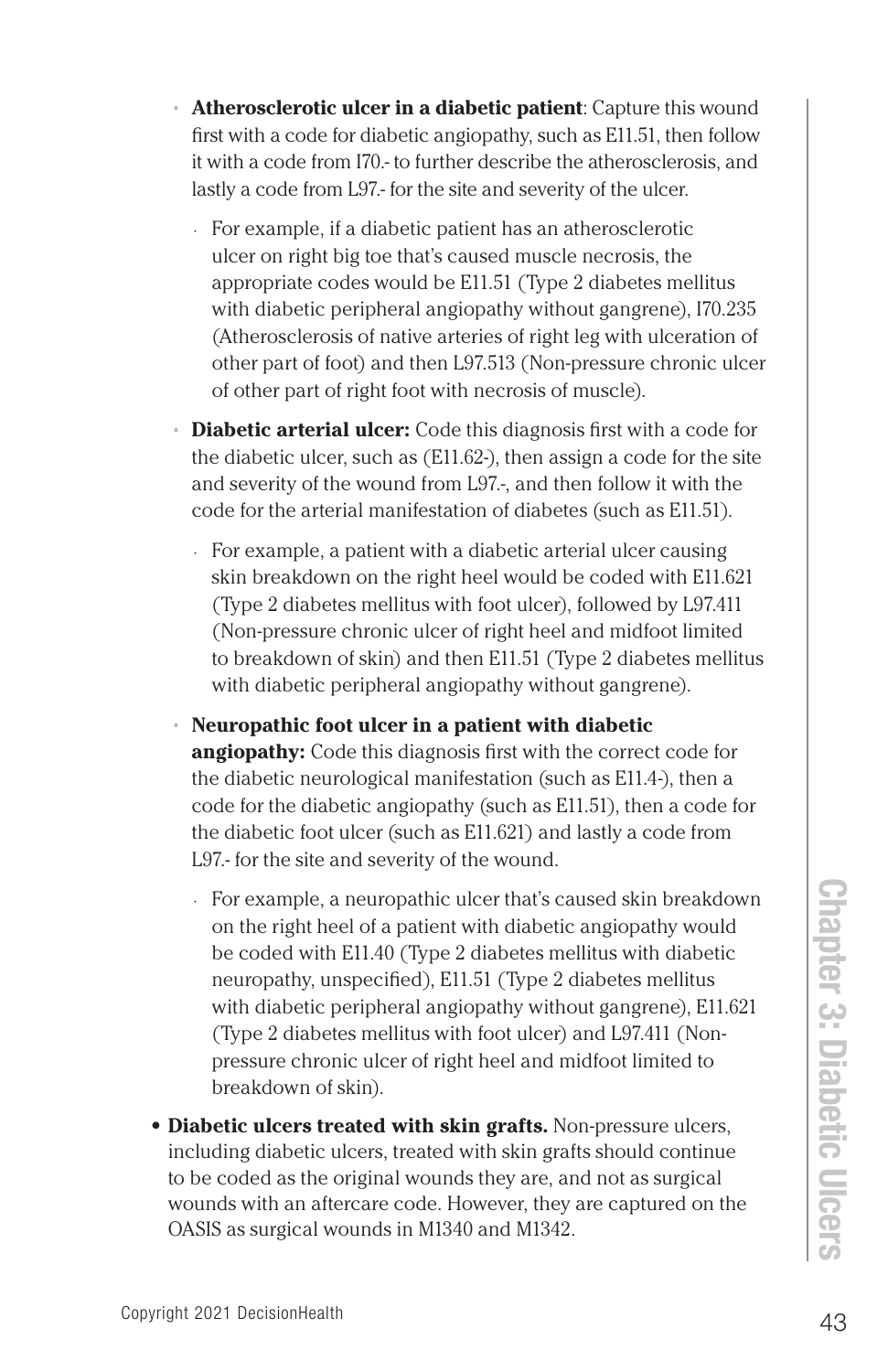- **Atherosclerotic ulcer in a diabetic patient**: Capture this wound first with a code for diabetic angiopathy, such as E11.51, then follow it with a code from I70.- to further describe the atherosclerosis, and lastly a code from L97.- for the site and severity of the ulcer.
  - For example, if a diabetic patient has an atherosclerotic ulcer on right big toe that's caused muscle necrosis, the appropriate codes would be E11.51 (Type 2 diabetes mellitus with diabetic peripheral angiopathy without gangrene), I70.235 (Atherosclerosis of native arteries of right leg with ulceration of other part of foot) and then L97.513 (Non-pressure chronic ulcer of other part of right foot with necrosis of muscle).
- **Diabetic arterial ulcer:** Code this diagnosis first with a code for the diabetic ulcer, such as (E11.62-), then assign a code for the site and severity of the wound from L97.-, and then follow it with the code for the arterial manifestation of diabetes (such as E11.51).
  - For example, a patient with a diabetic arterial ulcer causing skin breakdown on the right heel would be coded with E11.621 (Type 2 diabetes mellitus with foot ulcer), followed by L97.411 (Non-pressure chronic ulcer of right heel and midfoot limited to breakdown of skin) and then E11.51 (Type 2 diabetes mellitus with diabetic peripheral angiopathy without gangrene).
- **Neuropathic foot ulcer in a patient with diabetic angiopathy:** Code this diagnosis first with the correct code for the diabetic neurological manifestation (such as E11.4-), then a code for the diabetic angiopathy (such as E11.51), then a code for the diabetic foot ulcer (such as E11.621) and lastly a code from L97.- for the site and severity of the wound.
  - For example, a neuropathic ulcer that's caused skin breakdown on the right heel of a patient with diabetic angiopathy would be coded with E11.40 (Type 2 diabetes mellitus with diabetic neuropathy, unspecified), E11.51 (Type 2 diabetes mellitus with diabetic peripheral angiopathy without gangrene), E11.621 (Type 2 diabetes mellitus with foot ulcer) and L97.411 (Non-pressure chronic ulcer of right heel and midfoot limited to breakdown of skin).

- **Diabetic ulcers treated with skin grafts.** Non-pressure ulcers, including diabetic ulcers, treated with skin grafts should continue to be coded as the original wounds they are, and not as surgical wounds with an aftercare code. However, they are captured on the OASIS as surgical wounds in M1340 and M1342.

Copyright 2021 DecisionHealth